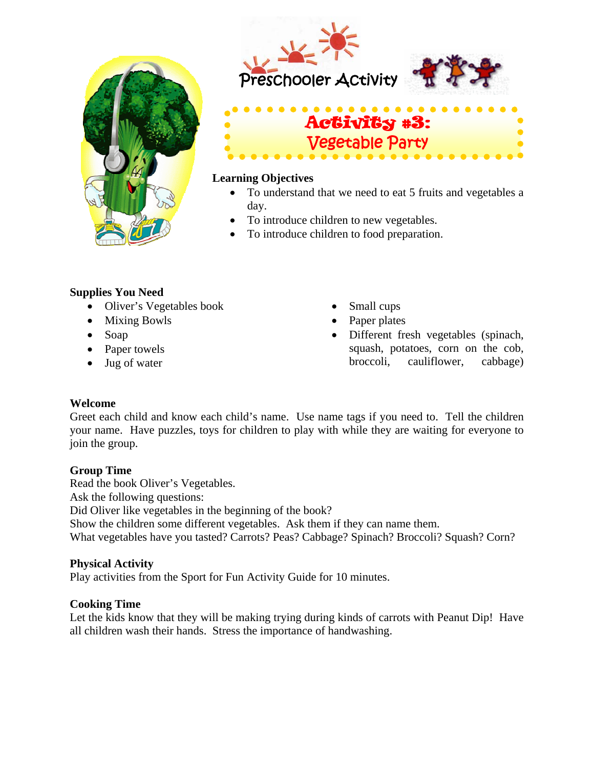Preschooler Activity

# Activity #3: Vegetable Party

**Learning Objectives**

- To understand that we need to eat 5 fruits and vegetables a day.
- To introduce children to new vegetables.
- To introduce children to food preparation.

**Supplies You Need**

- Oliver's Vegetables book
- Mixing Bowls
- Soap
- Paper towels
- Jug of water
- Small cups
- Paper plates
- Different fresh vegetables (spinach, squash, potatoes, corn on the cob, broccoli, cauliflower, cabbage)

**Welcome**

Greet each child and know each child's name. Use name tags if you need to. Tell the children your name. Have puzzles, toys for children to play with while they are waiting for everyone to join the group.

**Group Time**

Read the book Oliver's Vegetables.
Ask the following questions:
Did Oliver like vegetables in the beginning of the book?
Show the children some different vegetables. Ask them if they can name them.
What vegetables have you tasted? Carrots? Peas? Cabbage? Spinach? Broccoli? Squash? Corn?

**Physical Activity**

Play activities from the Sport for Fun Activity Guide for 10 minutes.

**Cooking Time**

Let the kids know that they will be making trying during kinds of carrots with Peanut Dip! Have all children wash their hands. Stress the importance of handwashing.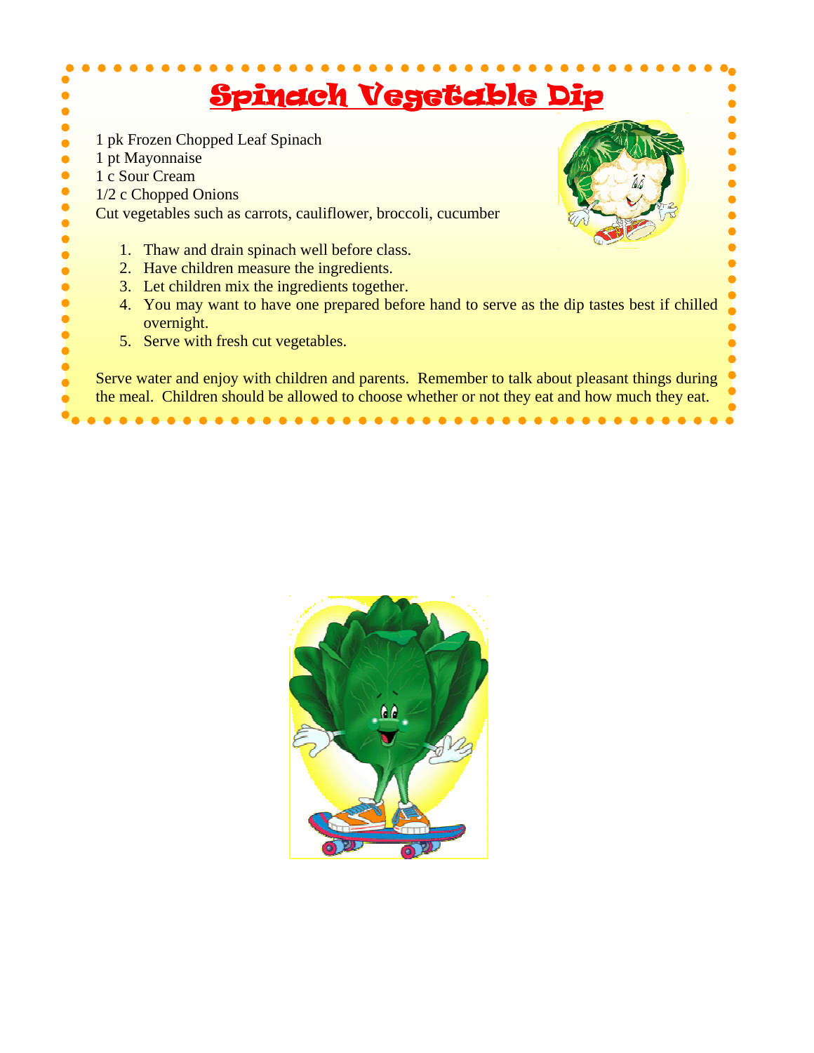# Spinach Vegetable Dip

1 pk Frozen Chopped Leaf Spinach
1 pt Mayonnaise
1 c Sour Cream
1/2 c Chopped Onions
Cut vegetables such as carrots, cauliflower, broccoli, cucumber

1. Thaw and drain spinach well before class.
2. Have children measure the ingredients.
3. Let children mix the ingredients together.
4. You may want to have one prepared before hand to serve as the dip tastes best if chilled overnight.
5. Serve with fresh cut vegetables.

Serve water and enjoy with children and parents. Remember to talk about pleasant things during the meal. Children should be allowed to choose whether or not they eat and how much they eat.